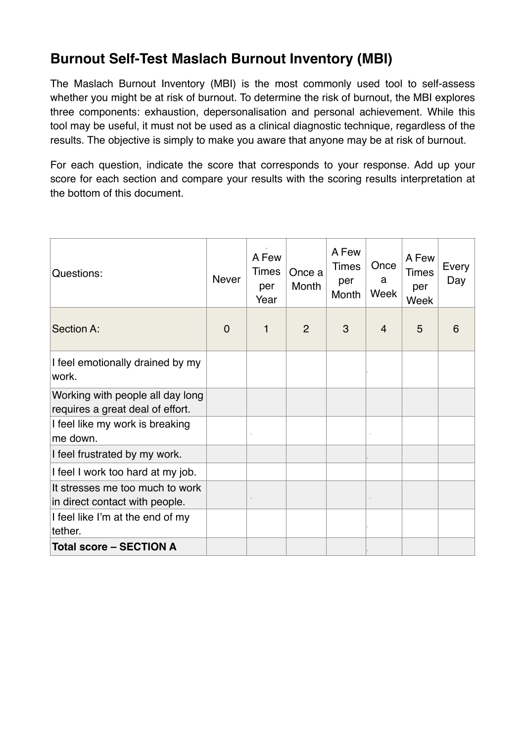## Burnout Self-Test Maslach Burnout Inventory (MBI)

The Maslach Burnout Inventory (MBI) is the most commonly used tool to self-assess whether you might be at risk of burnout. To determine the risk of burnout, the MBI explores three components: exhaustion, depersonalisation and personal achievement. While this tool may be useful, it must not be used as a clinical diagnostic technique, regardless of the results. The objective is simply to make you aware that anyone may be at risk of burnout.

For each question, indicate the score that corresponds to your response. Add up your score for each section and compare your results with the scoring results interpretation at the bottom of this document.

| Questions: | Never | A Few Times per Year | Once a Month | A Few Times per Month | Once a Week | A Few Times per Week | Every Day |
|---|---|---|---|---|---|---|---|
| Section A: | 0 | 1 | 2 | 3 | 4 | 5 | 6 |
| I feel emotionally drained by my work. | | | | | | | |
| Working with people all day long requires a great deal of effort. | | | | | | | |
| I feel like my work is breaking me down. | | | | | | | |
| I feel frustrated by my work. | | | | | | | |
| I feel I work too hard at my job. | | | | | | | |
| It stresses me too much to work in direct contact with people. | | | | | | | |
| I feel like I'm at the end of my tether. | | | | | | | |
| **Total score – SECTION A** | | | | | | | |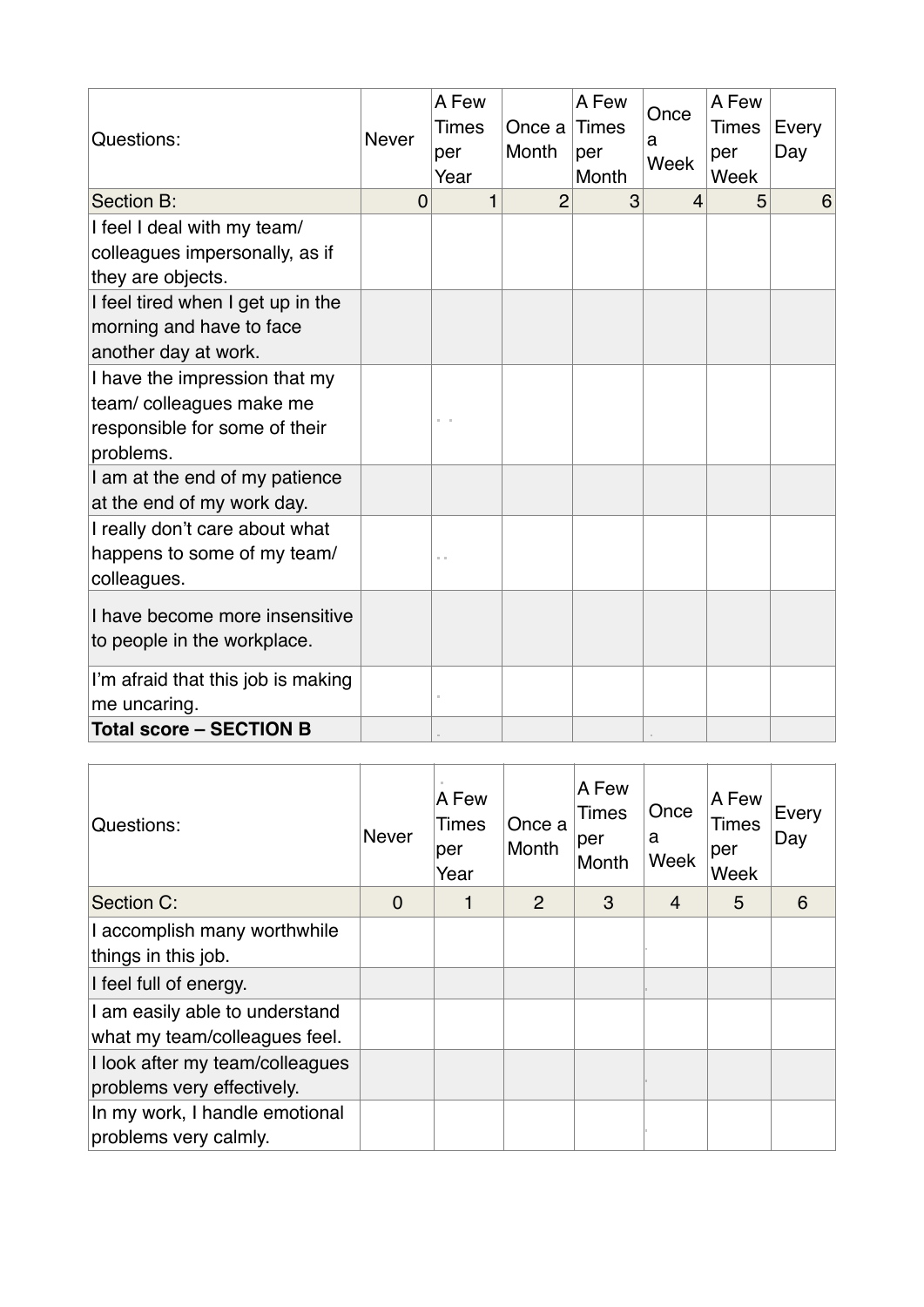| Questions: | Never | A Few Times per Year | Once a Month | A Few Times per Month | Once a Week | A Few Times per Week | Every Day |
|---|---|---|---|---|---|---|---|
| Section B: | 0 | 1 | 2 | 3 | 4 | 5 | 6 |
| I feel I deal with my team/ colleagues impersonally, as if they are objects. | | | | | | | |
| I feel tired when I get up in the morning and have to face another day at work. | | | | | | | |
| I have the impression that my team/ colleagues make me responsible for some of their problems. | | | | | | | |
| I am at the end of my patience at the end of my work day. | | | | | | | |
| I really don't care about what happens to some of my team/ colleagues. | | | | | | | |
| I have become more insensitive to people in the workplace. | | | | | | | |
| I'm afraid that this job is making me uncaring. | | | | | | | |
| **Total score – SECTION B** | | | | | | | |

| Questions: | Never | A Few Times per Year | Once a Month | A Few Times per Month | Once a Week | A Few Times per Week | Every Day |
|---|---|---|---|---|---|---|---|
| Section C: | 0 | 1 | 2 | 3 | 4 | 5 | 6 |
| I accomplish many worthwhile things in this job. | | | | | | | |
| I feel full of energy. | | | | | | | |
| I am easily able to understand what my team/colleagues feel. | | | | | | | |
| I look after my team/colleagues problems very effectively. | | | | | | | |
| In my work, I handle emotional problems very calmly. | | | | | | | |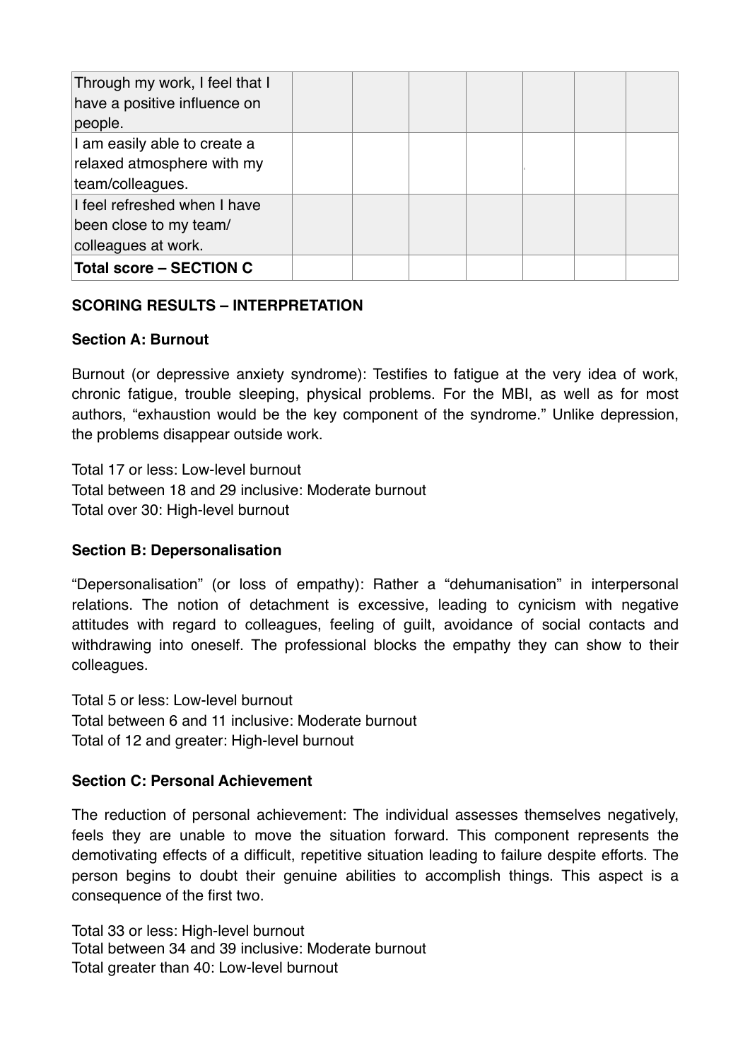| | | | | | | | |
|---|---|---|---|---|---|---|---|
| Through my work, I feel that I have a positive influence on people. | | | | | | | |
| I am easily able to create a relaxed atmosphere with my team/colleagues. | | | | | | | |
| I feel refreshed when I have been close to my team/ colleagues at work. | | | | | | | |
| **Total score – SECTION C** | | | | | | | |

**SCORING RESULTS – INTERPRETATION**

**Section A: Burnout**

Burnout (or depressive anxiety syndrome): Testifies to fatigue at the very idea of work, chronic fatigue, trouble sleeping, physical problems. For the MBI, as well as for most authors, "exhaustion would be the key component of the syndrome." Unlike depression, the problems disappear outside work.

Total 17 or less: Low-level burnout
Total between 18 and 29 inclusive: Moderate burnout
Total over 30: High-level burnout

**Section B: Depersonalisation**

"Depersonalisation" (or loss of empathy): Rather a "dehumanisation" in interpersonal relations. The notion of detachment is excessive, leading to cynicism with negative attitudes with regard to colleagues, feeling of guilt, avoidance of social contacts and withdrawing into oneself. The professional blocks the empathy they can show to their colleagues.

Total 5 or less: Low-level burnout
Total between 6 and 11 inclusive: Moderate burnout
Total of 12 and greater: High-level burnout

**Section C: Personal Achievement**

The reduction of personal achievement: The individual assesses themselves negatively, feels they are unable to move the situation forward. This component represents the demotivating effects of a difficult, repetitive situation leading to failure despite efforts. The person begins to doubt their genuine abilities to accomplish things. This aspect is a consequence of the first two.

Total 33 or less: High-level burnout
Total between 34 and 39 inclusive: Moderate burnout
Total greater than 40: Low-level burnout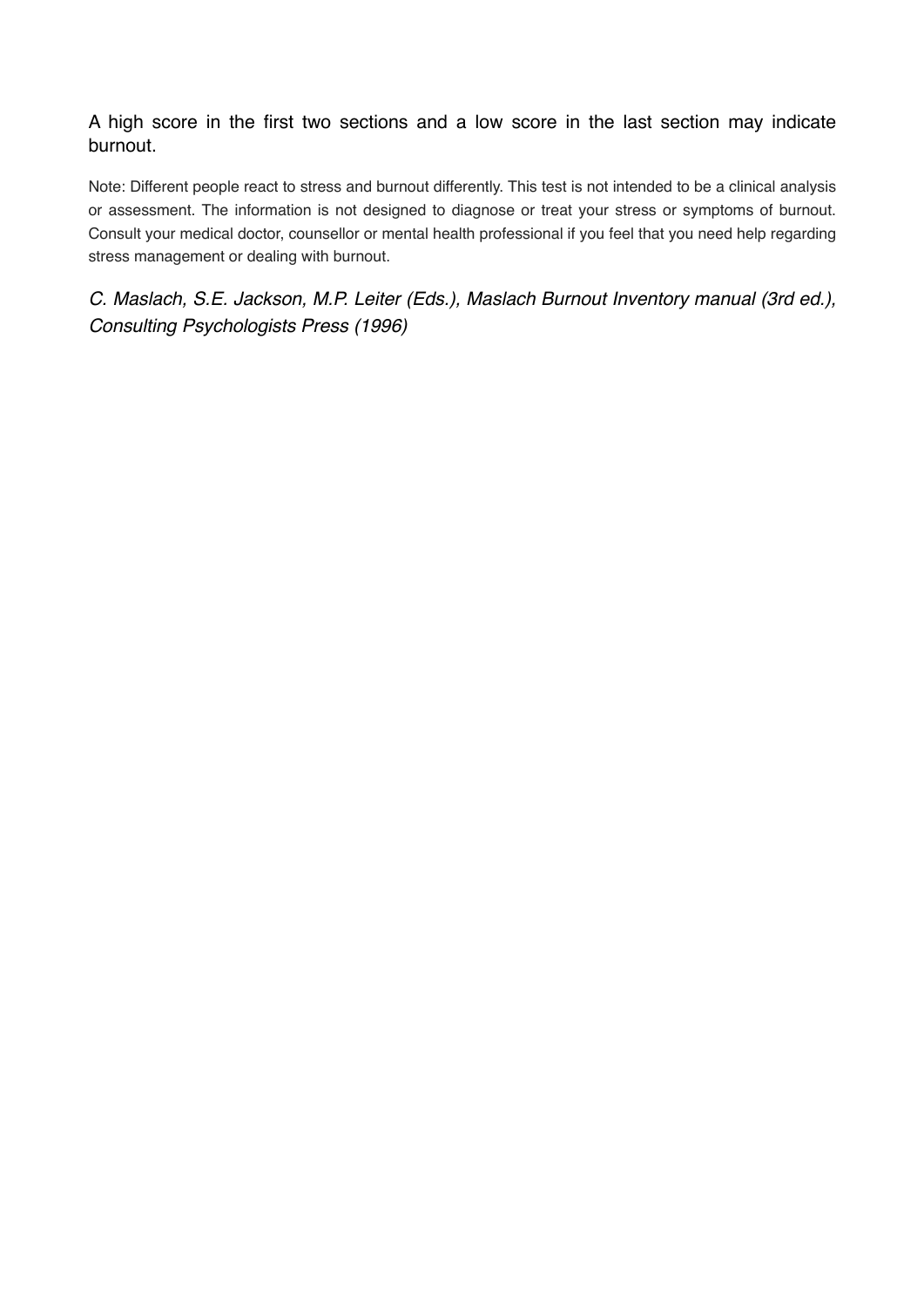A high score in the first two sections and a low score in the last section may indicate burnout.

Note: Different people react to stress and burnout differently. This test is not intended to be a clinical analysis or assessment. The information is not designed to diagnose or treat your stress or symptoms of burnout. Consult your medical doctor, counsellor or mental health professional if you feel that you need help regarding stress management or dealing with burnout.

*C. Maslach, S.E. Jackson, M.P. Leiter (Eds.), Maslach Burnout Inventory manual (3rd ed.), Consulting Psychologists Press (1996)*